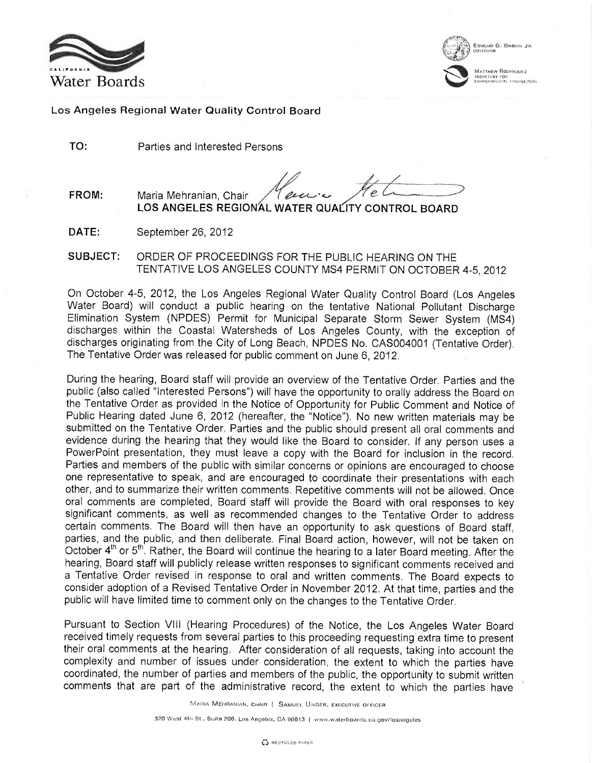California Water Boards

Edmund G. Brown Jr., Governor

Matthew Rodriquez, Secretary for Environmental Protection

**Los Angeles Regional Water Quality Control Board**

**TO:** Parties and Interested Persons

**FROM:** Maria Mehranian, Chair
**LOS ANGELES REGIONAL WATER QUALITY CONTROL BOARD**

**DATE:** September 26, 2012

**SUBJECT:** ORDER OF PROCEEDINGS FOR THE PUBLIC HEARING ON THE TENTATIVE LOS ANGELES COUNTY MS4 PERMIT ON OCTOBER 4-5, 2012

On October 4-5, 2012, the Los Angeles Regional Water Quality Control Board (Los Angeles Water Board) will conduct a public hearing on the tentative National Pollutant Discharge Elimination System (NPDES) Permit for Municipal Separate Storm Sewer System (MS4) discharges within the Coastal Watersheds of Los Angeles County, with the exception of discharges originating from the City of Long Beach, NPDES No. CAS004001 (Tentative Order). The Tentative Order was released for public comment on June 6, 2012.

During the hearing, Board staff will provide an overview of the Tentative Order. Parties and the public (also called "Interested Persons") will have the opportunity to orally address the Board on the Tentative Order as provided in the Notice of Opportunity for Public Comment and Notice of Public Hearing dated June 6, 2012 (hereafter, the "Notice"). No new written materials may be submitted on the Tentative Order. Parties and the public should present all oral comments and evidence during the hearing that they would like the Board to consider. If any person uses a PowerPoint presentation, they must leave a copy with the Board for inclusion in the record. Parties and members of the public with similar concerns or opinions are encouraged to choose one representative to speak, and are encouraged to coordinate their presentations with each other, and to summarize their written comments. Repetitive comments will not be allowed. Once oral comments are completed, Board staff will provide the Board with oral responses to key significant comments, as well as recommended changes to the Tentative Order to address certain comments. The Board will then have an opportunity to ask questions of Board staff, parties, and the public, and then deliberate. Final Board action, however, will not be taken on October 4th or 5th. Rather, the Board will continue the hearing to a later Board meeting. After the hearing, Board staff will publicly release written responses to significant comments received and a Tentative Order revised in response to oral and written comments. The Board expects to consider adoption of a Revised Tentative Order in November 2012. At that time, parties and the public will have limited time to comment only on the changes to the Tentative Order.

Pursuant to Section VIII (Hearing Procedures) of the Notice, the Los Angeles Water Board received timely requests from several parties to this proceeding requesting extra time to present their oral comments at the hearing. After consideration of all requests, taking into account the complexity and number of issues under consideration, the extent to which the parties have coordinated, the number of parties and members of the public, the opportunity to submit written comments that are part of the administrative record, the extent to which the parties have

Maria Mehranian, Chair | Samuel Unger, Executive Officer

320 West 4th St., Suite 200, Los Angeles, CA 90013 | www.waterboards.ca.gov/losangeles

Recycled Paper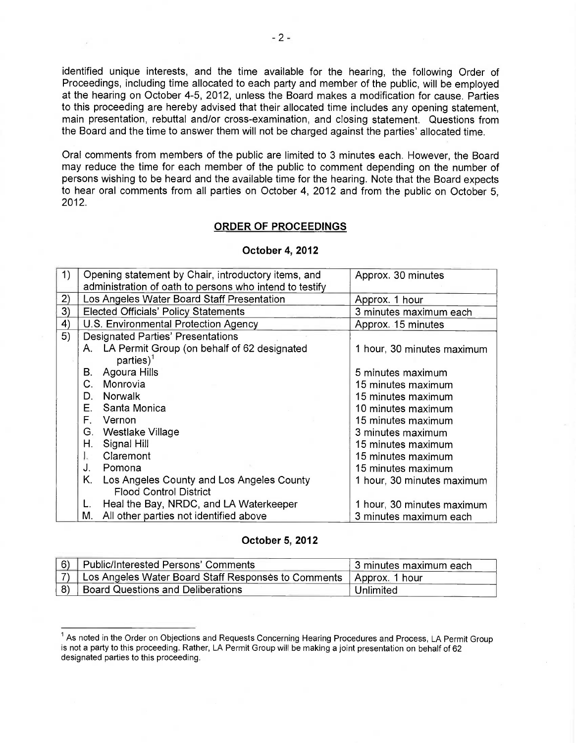identified unique interests, and the time available for the hearing, the following Order of Proceedings, including time allocated to each party and member of the public, will be employed at the hearing on October 4-5, 2012, unless the Board makes a modification for cause. Parties to this proceeding are hereby advised that their allocated time includes any opening statement, main presentation, rebuttal and/or cross-examination, and closing statement. Questions from the Board and the time to answer them will not be charged against the parties' allocated time.

Oral comments from members of the public are limited to 3 minutes each. However, the Board may reduce the time for each member of the public to comment depending on the number of persons wishing to be heard and the available time for the hearing. Note that the Board expects to hear oral comments from all parties on October 4, 2012 and from the public on October 5, 2012.

## ORDER OF PROCEEDINGS

**October 4, 2012**

| | | |
|---|---|---|
| 1) | Opening statement by Chair, introductory items, and administration of oath to persons who intend to testify | Approx. 30 minutes |
| 2) | Los Angeles Water Board Staff Presentation | Approx. 1 hour |
| 3) | Elected Officials' Policy Statements | 3 minutes maximum each |
| 4) | U.S. Environmental Protection Agency | Approx. 15 minutes |
| 5) | Designated Parties' Presentations | |
| | A. LA Permit Group (on behalf of 62 designated parties)[1] | 1 hour, 30 minutes maximum |
| | B. Agoura Hills | 5 minutes maximum |
| | C. Monrovia | 15 minutes maximum |
| | D. Norwalk | 15 minutes maximum |
| | E. Santa Monica | 10 minutes maximum |
| | F. Vernon | 15 minutes maximum |
| | G. Westlake Village | 3 minutes maximum |
| | H. Signal Hill | 15 minutes maximum |
| | I. Claremont | 15 minutes maximum |
| | J. Pomona | 15 minutes maximum |
| | K. Los Angeles County and Los Angeles County Flood Control District | 1 hour, 30 minutes maximum |
| | L. Heal the Bay, NRDC, and LA Waterkeeper | 1 hour, 30 minutes maximum |
| | M. All other parties not identified above | 3 minutes maximum each |

**October 5, 2012**

| | | |
|---|---|---|
| 6) | Public/Interested Persons' Comments | 3 minutes maximum each |
| 7) | Los Angeles Water Board Staff Responses to Comments | Approx. 1 hour |
| 8) | Board Questions and Deliberations | Unlimited |

[1] As noted in the Order on Objections and Requests Concerning Hearing Procedures and Process, LA Permit Group is not a party to this proceeding. Rather, LA Permit Group will be making a joint presentation on behalf of 62 designated parties to this proceeding.